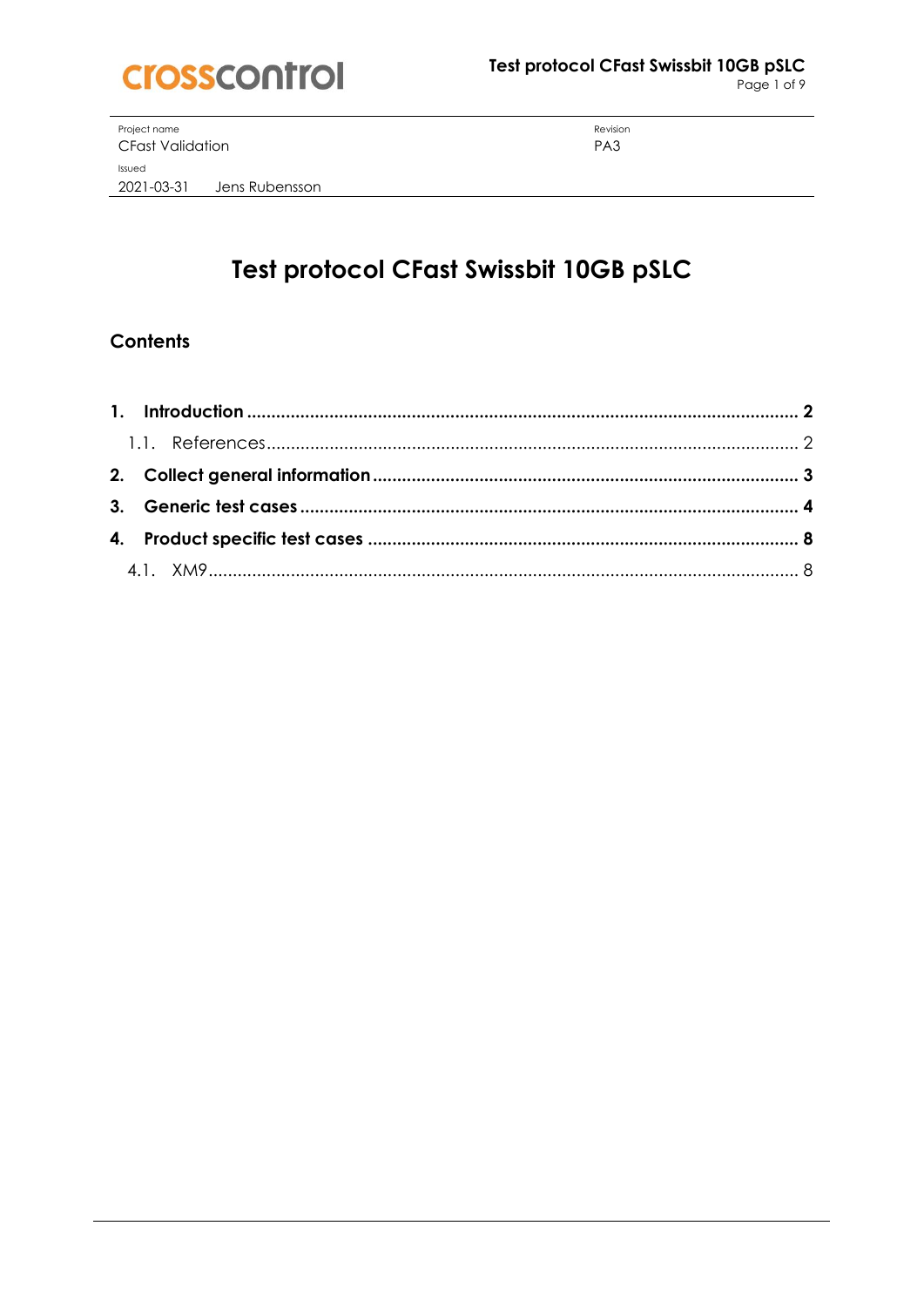| Project name | Revision |
|---|---|
| CFast Validation | PA3 |
| Issued | |
| 2021-03-31 Jens Rubensson | |

# Test protocol CFast Swissbit 10GB pSLC

## Contents

**1. Introduction ........................................ 2**

1.1. References ........................................ 2

**2. Collect general information ........................................ 3**

**3. Generic test cases ........................................ 4**

**4. Product specific test cases ........................................ 8**

4.1. XM9 ........................................ 8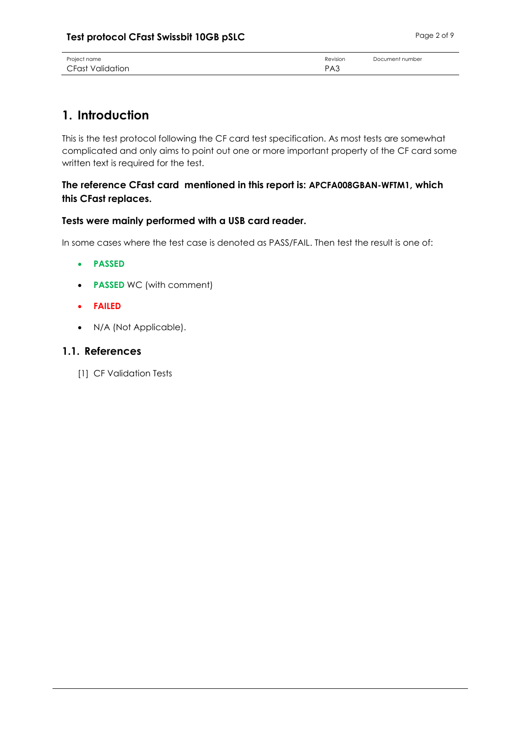# 1. Introduction

This is the test protocol following the CF card test specification. As most tests are somewhat complicated and only aims to point out one or more important property of the CF card some written text is required for the test.

**The reference CFast card mentioned in this report is: APCFA008GBAN-WFTM1, which this CFast replaces.**

**Tests were mainly performed with a USB card reader.**

In some cases where the test case is denoted as PASS/FAIL. Then test the result is one of:

- **PASSED**
- **PASSED** WC (with comment)
- **FAILED**
- N/A (Not Applicable).

## 1.1. References

[1] CF Validation Tests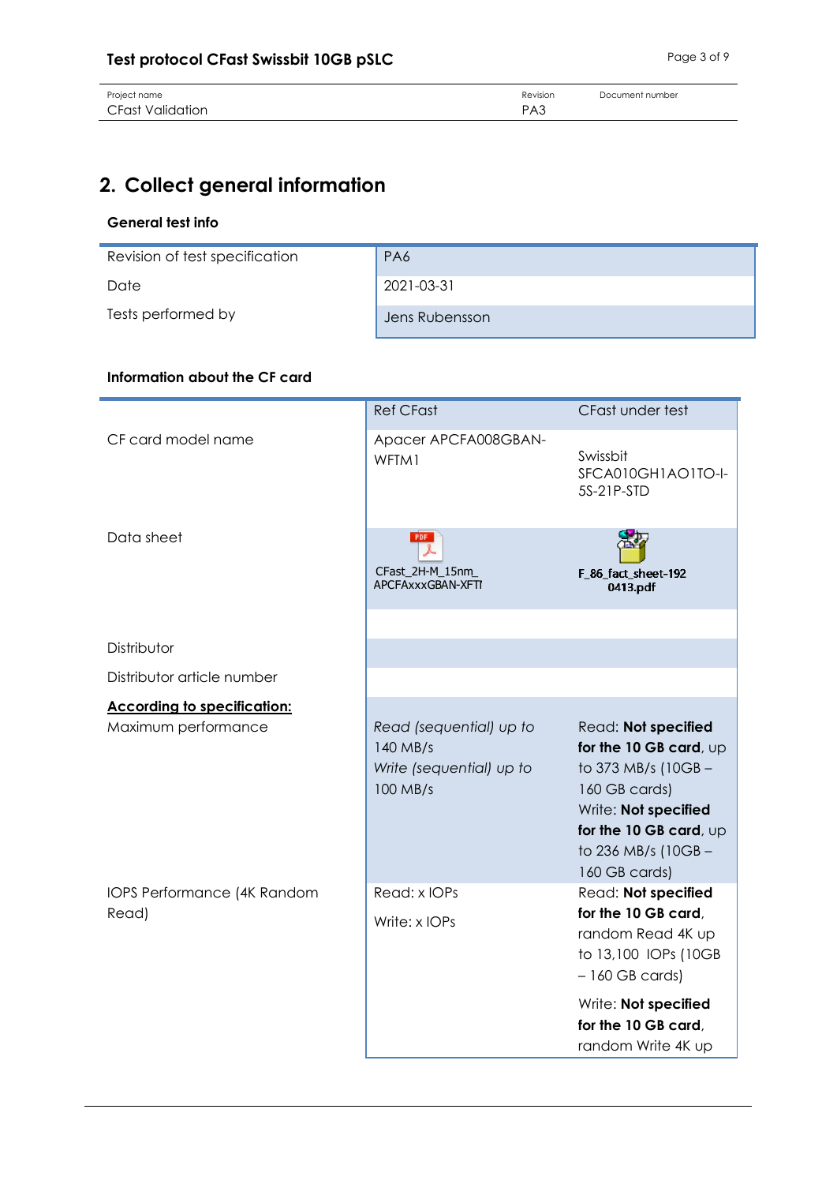## 2. Collect general information

### General test info

| | |
|---|---|
| Revision of test specification | PA6 |
| Date | 2021-03-31 |
| Tests performed by | Jens Rubensson |

### Information about the CF card

| | Ref CFast | CFast under test |
|---|---|---|
| CF card model name | Apacer APCFA008GBAN-WFTM1 | Swissbit SFCA010GH1AO1TO-I-5S-21P-STD |
| Data sheet | CFast_2H-M_15nm_APCFAxxxGBAN-XFTI | F_86_fact_sheet-1920413.pdf |
| | | |
| Distributor | | |
| Distributor article number | | |
| **According to specification:** Maximum performance | *Read (sequential) up to* 140 MB/s *Write (sequential) up to* 100 MB/s | Read: **Not specified for the 10 GB card**, up to 373 MB/s (10GB – 160 GB cards) Write: **Not specified for the 10 GB card**, up to 236 MB/s (10GB – 160 GB cards) |
| IOPS Performance (4K Random Read) | Read: x IOPs<br>Write: x IOPs | Read: **Not specified for the 10 GB card**, random Read 4K up to 13,100 IOPs (10GB – 160 GB cards)<br>Write: **Not specified for the 10 GB card**, random Write 4K up |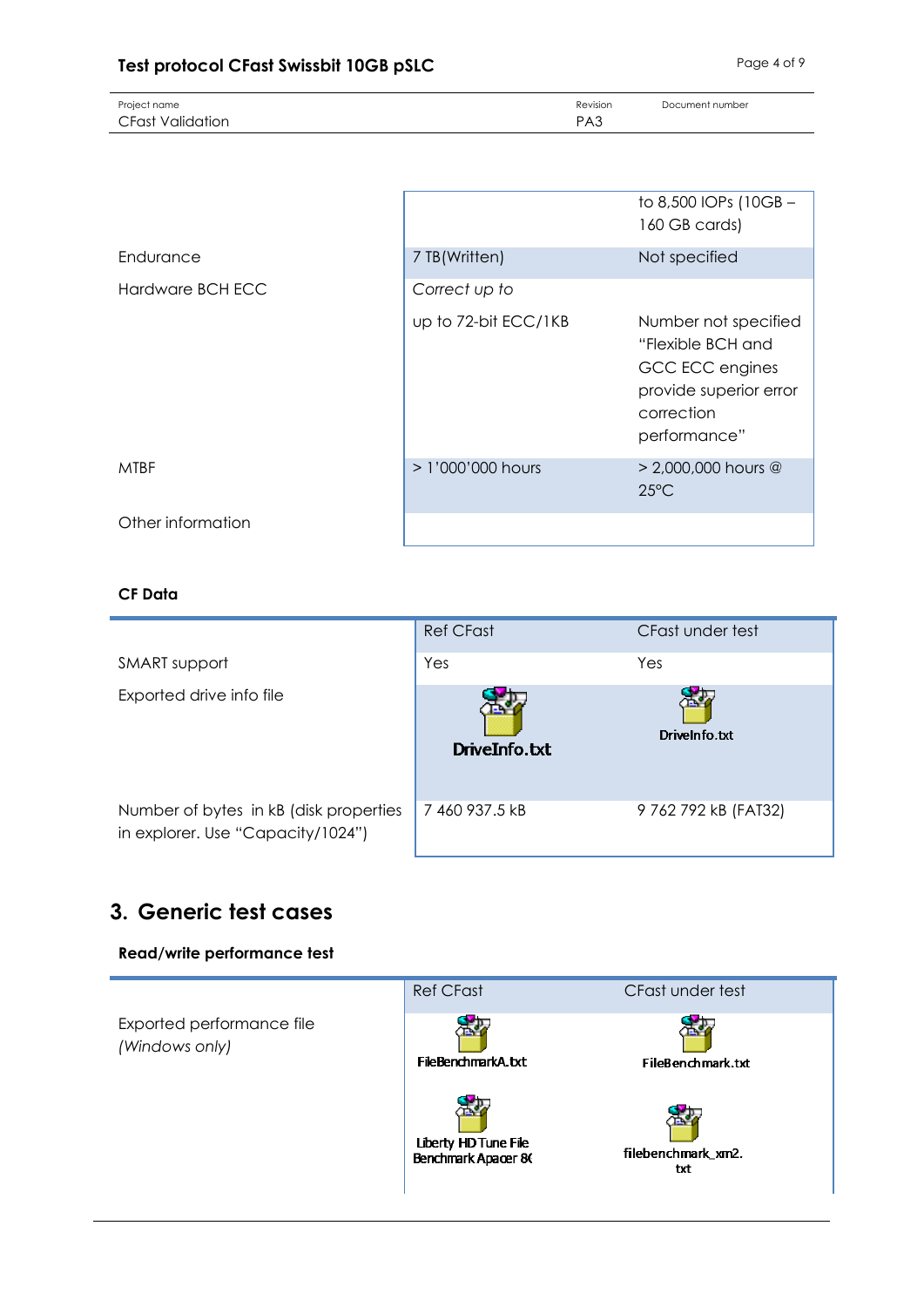| | | |
|---|---|---|
| | | to 8,500 IOPs (10GB – 160 GB cards) |
| Endurance | 7 TB(Written) | Not specified |
| Hardware BCH ECC | *Correct up to* | |
| | up to 72-bit ECC/1KB | Number not specified "Flexible BCH and GCC ECC engines provide superior error correction performance" |
| MTBF | > 1'000'000 hours | > 2,000,000 hours @ 25°C |
| Other information | | |

**CF Data**

| | Ref CFast | CFast under test |
|---|---|---|
| SMART support | Yes | Yes |
| Exported drive info file | DriveInfo.txt | DriveInfo.txt |
| Number of bytes in kB (disk properties in explorer. Use "Capacity/1024") | 7 460 937.5 kB | 9 762 792 kB (FAT32) |

## 3. Generic test cases

**Read/write performance test**

| | Ref CFast | CFast under test |
|---|---|---|
| Exported performance file *(Windows only)* | FileBenchmarkA.txt<br>Liberty HD Tune File Benchmark Apacer 8( | FileBenchmark.txt<br>filebenchmark_xm2.txt |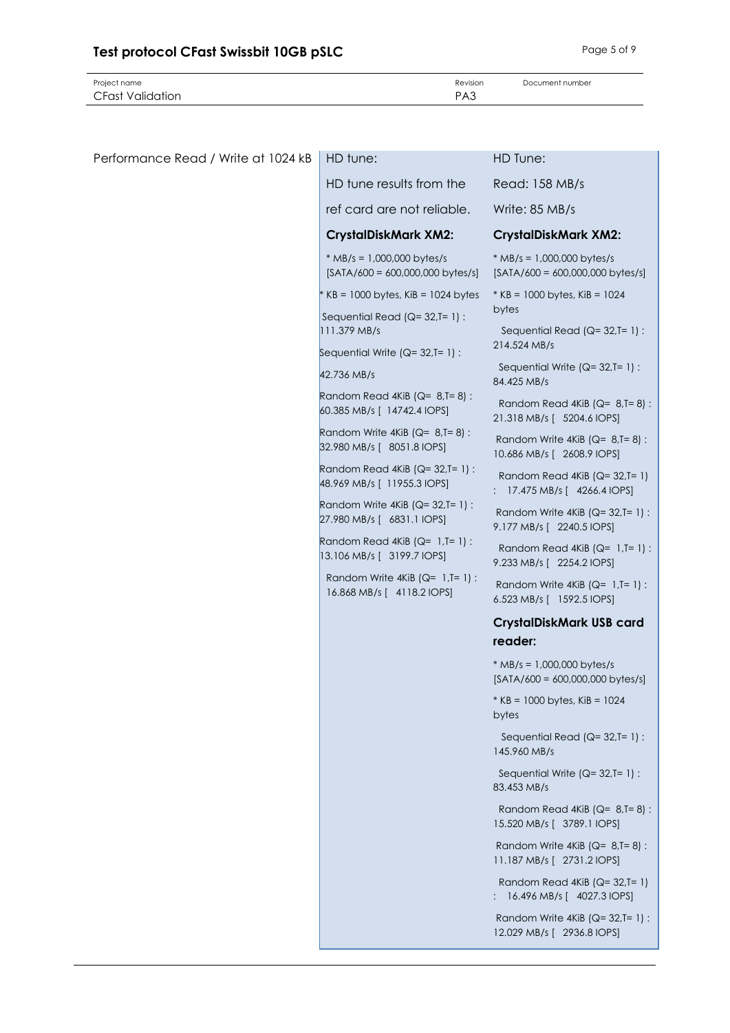# Test protocol CFast Swissbit 10GB pSLC

| Project name | Revision | Document number |
| --- | --- | --- |
| CFast Validation | PA3 | |

| | | |
| --- | --- | --- |
| Performance Read / Write at 1024 kB | HD tune:<br><br>HD tune results from the ref card are not reliable.<br><br>**CrystalDiskMark XM2:**<br><br>* MB/s = 1,000,000 bytes/s [SATA/600 = 600,000,000 bytes/s]<br><br>* KB = 1000 bytes, KiB = 1024 bytes<br><br>Sequential Read (Q= 32,T= 1) : 111.379 MB/s<br><br>Sequential Write (Q= 32,T= 1) :<br><br>42.736 MB/s<br><br>Random Read 4KiB (Q= 8,T= 8) : 60.385 MB/s [ 14742.4 IOPS]<br><br>Random Write 4KiB (Q= 8,T= 8) : 32.980 MB/s [ 8051.8 IOPS]<br><br>Random Read 4KiB (Q= 32,T= 1) : 48.969 MB/s [ 11955.3 IOPS]<br><br>Random Write 4KiB (Q= 32,T= 1) : 27.980 MB/s [ 6831.1 IOPS]<br><br>Random Read 4KiB (Q= 1,T= 1) : 13.106 MB/s [ 3199.7 IOPS]<br><br>Random Write 4KiB (Q= 1,T= 1) : 16.868 MB/s [ 4118.2 IOPS] | HD Tune:<br><br>Read: 158 MB/s<br><br>Write: 85 MB/s<br><br>**CrystalDiskMark XM2:**<br><br>* MB/s = 1,000,000 bytes/s [SATA/600 = 600,000,000 bytes/s]<br><br>* KB = 1000 bytes, KiB = 1024 bytes<br><br>Sequential Read (Q= 32,T= 1) : 214.524 MB/s<br><br>Sequential Write (Q= 32,T= 1) : 84.425 MB/s<br><br>Random Read 4KiB (Q= 8,T= 8) : 21.318 MB/s [ 5204.6 IOPS]<br><br>Random Write 4KiB (Q= 8,T= 8) : 10.686 MB/s [ 2608.9 IOPS]<br><br>Random Read 4KiB (Q= 32,T= 1) : 17.475 MB/s [ 4266.4 IOPS]<br><br>Random Write 4KiB (Q= 32,T= 1) : 9.177 MB/s [ 2240.5 IOPS]<br><br>Random Read 4KiB (Q= 1,T= 1) : 9.233 MB/s [ 2254.2 IOPS]<br><br>Random Write 4KiB (Q= 1,T= 1) : 6.523 MB/s [ 1592.5 IOPS]<br><br>**CrystalDiskMark USB card reader:**<br><br>* MB/s = 1,000,000 bytes/s [SATA/600 = 600,000,000 bytes/s]<br><br>* KB = 1000 bytes, KiB = 1024 bytes<br><br>Sequential Read (Q= 32,T= 1) : 145.960 MB/s<br><br>Sequential Write (Q= 32,T= 1) : 83.453 MB/s<br><br>Random Read 4KiB (Q= 8,T= 8) : 15.520 MB/s [ 3789.1 IOPS]<br><br>Random Write 4KiB (Q= 8,T= 8) : 11.187 MB/s [ 2731.2 IOPS]<br><br>Random Read 4KiB (Q= 32,T= 1) : 16.496 MB/s [ 4027.3 IOPS]<br><br>Random Write 4KiB (Q= 32,T= 1) : 12.029 MB/s [ 2936.8 IOPS] |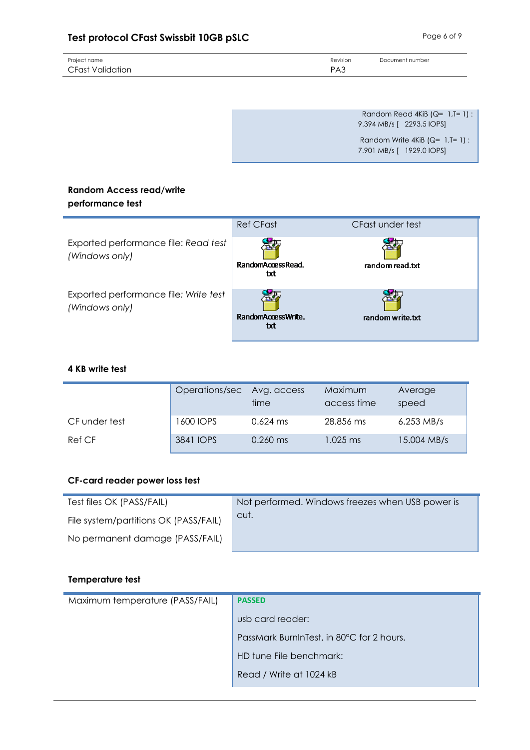| | |
|---|---|
| | Random Read 4KiB (Q= 1,T= 1) : 9.394 MB/s [ 2293.5 IOPS]<br>Random Write 4KiB (Q= 1,T= 1) : 7.901 MB/s [ 1929.0 IOPS] |

**Random Access read/write performance test**

| | Ref CFast | CFast under test |
|---|---|---|
| Exported performance file: *Read test (Windows only)* | RandomAccessRead.txt | random read.txt |
| Exported performance file: *Write test (Windows only)* | RandomAccessWrite.txt | random write.txt |

**4 KB write test**

| | Operations/sec | Avg. access time | Maximum access time | Average speed |
|---|---|---|---|---|
| CF under test | 1600 IOPS | 0.624 ms | 28.856 ms | 6.253 MB/s |
| Ref CF | 3841 IOPS | 0.260 ms | 1.025 ms | 15.004 MB/s |

**CF-card reader power loss test**

| | |
|---|---|
| Test files OK (PASS/FAIL)<br>File system/partitions OK (PASS/FAIL)<br>No permanent damage (PASS/FAIL) | Not performed. Windows freezes when USB power is cut. |

**Temperature test**

| | |
|---|---|
| Maximum temperature (PASS/FAIL) | **PASSED**<br>usb card reader:<br>PassMark BurnInTest, in 80°C for 2 hours.<br>HD tune File benchmark:<br>Read / Write at 1024 kB |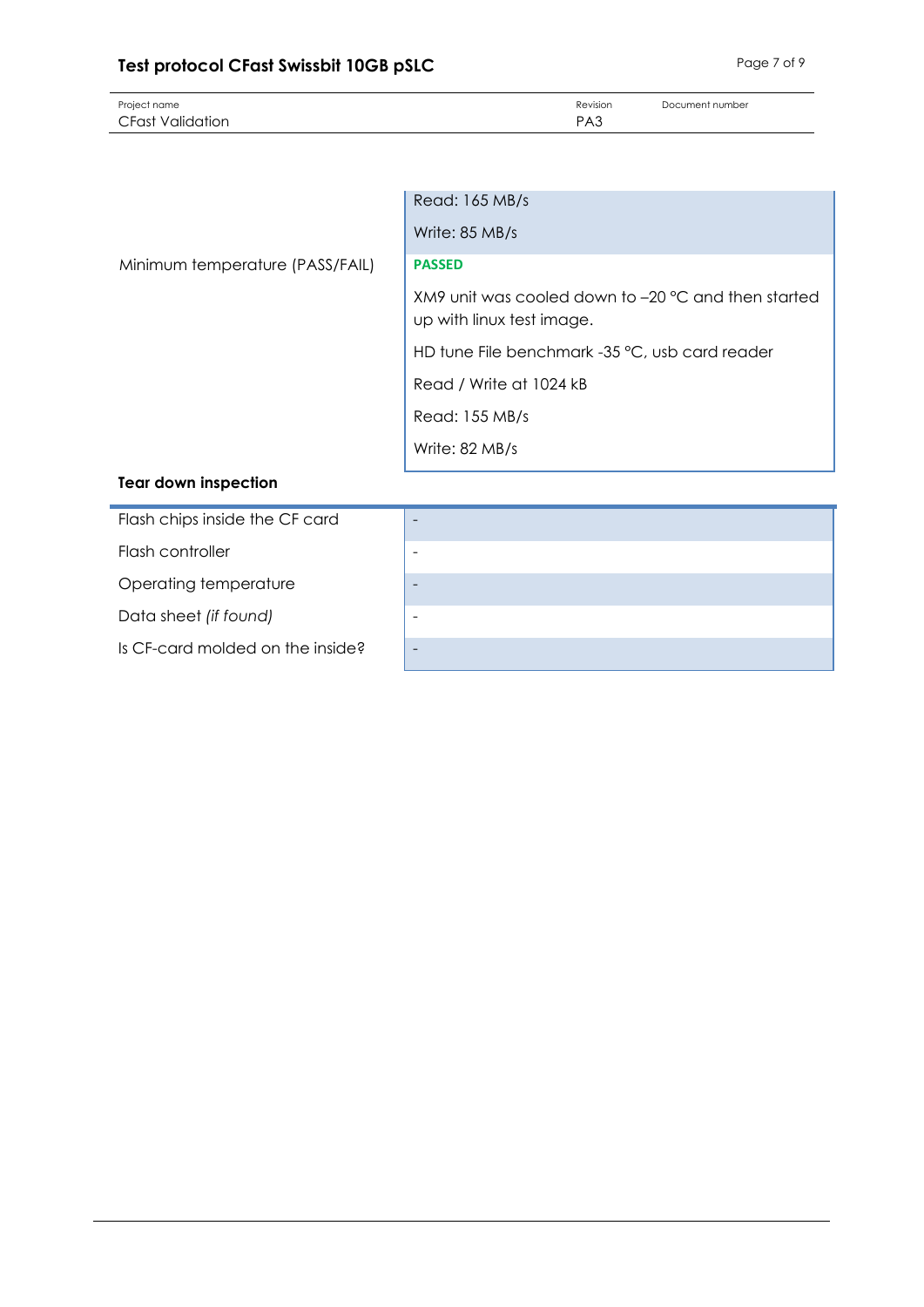| | |
|---|---|
| | Read: 165 MB/s<br>Write: 85 MB/s |
| Minimum temperature (PASS/FAIL) | **PASSED**<br>XM9 unit was cooled down to –20 °C and then started up with linux test image.<br>HD tune File benchmark -35 °C, usb card reader<br>Read / Write at 1024 kB<br>Read: 155 MB/s<br>Write: 82 MB/s |

**Tear down inspection**

| | |
|---|---|
| Flash chips inside the CF card | - |
| Flash controller | - |
| Operating temperature | - |
| Data sheet *(if found)* | - |
| Is CF-card molded on the inside? | - |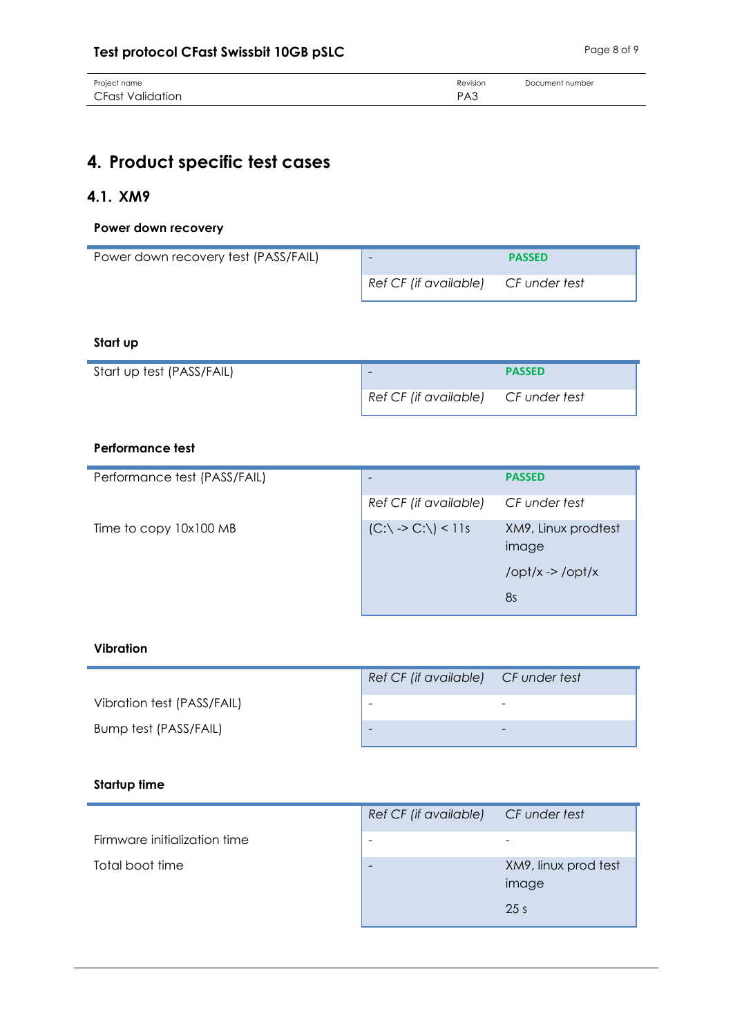| Project name | Revision | Document number |
| --- | --- | --- |
| CFast Validation | PA3 | |

# 4. Product specific test cases

## 4.1. XM9

**Power down recovery**

| | | |
| --- | --- | --- |
| Power down recovery test (PASS/FAIL) | - | **PASSED** |
| | *Ref CF (if available)* | *CF under test* |

**Start up**

| | | |
| --- | --- | --- |
| Start up test (PASS/FAIL) | - | **PASSED** |
| | *Ref CF (if available)* | *CF under test* |

**Performance test**

| | | |
| --- | --- | --- |
| Performance test (PASS/FAIL) | - | **PASSED** |
| | *Ref CF (if available)* | *CF under test* |
| Time to copy 10x100 MB | (C:\ -> C:\) < 11s | XM9, Linux prodtest image<br>/opt/x -> /opt/x<br>8s |

**Vibration**

| | *Ref CF (if available)* | *CF under test* |
| --- | --- | --- |
| Vibration test (PASS/FAIL) | - | - |
| Bump test (PASS/FAIL) | - | - |

**Startup time**

| | *Ref CF (if available)* | *CF under test* |
| --- | --- | --- |
| Firmware initialization time | - | - |
| Total boot time | - | XM9, linux prod test image<br>25 s |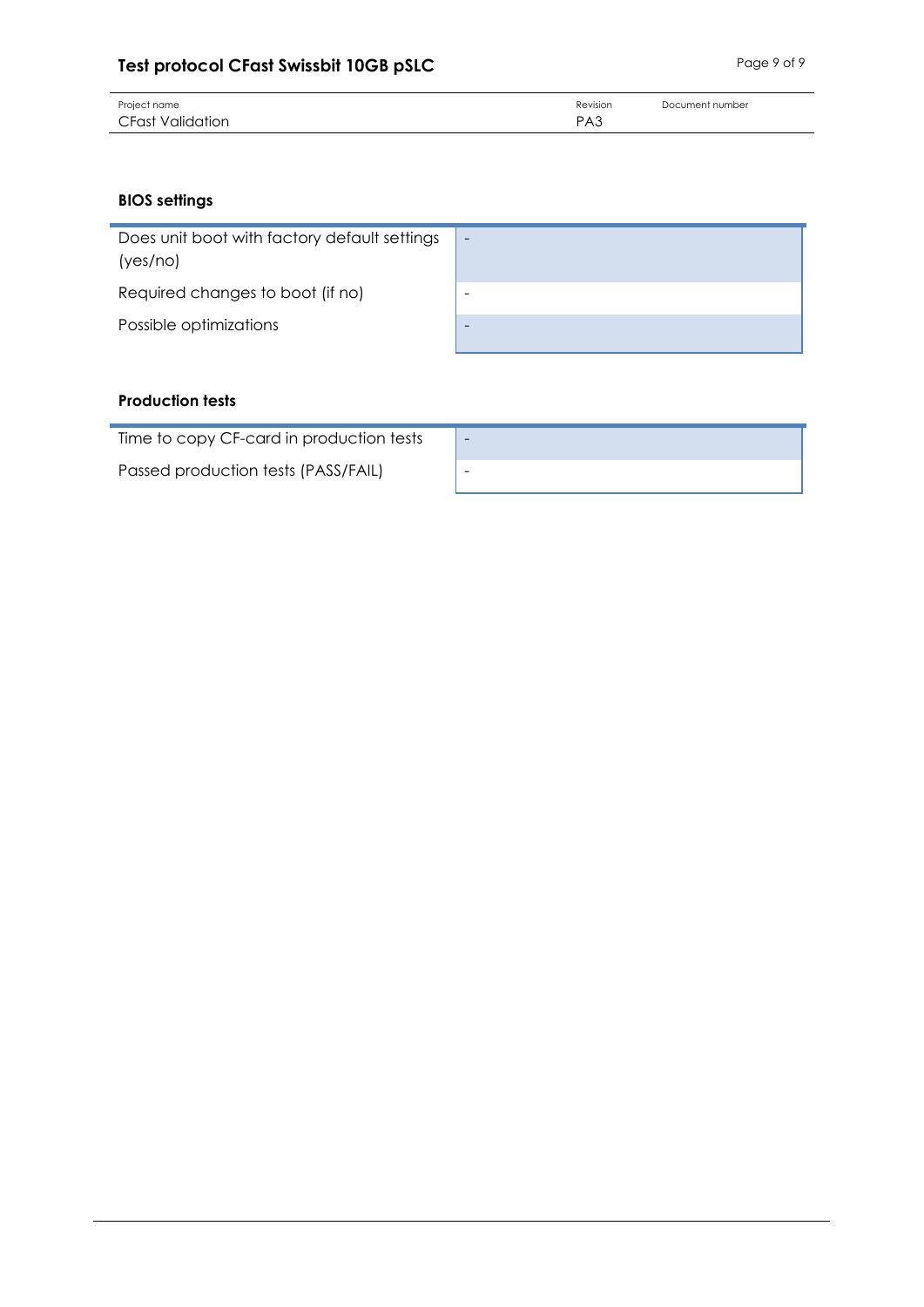### BIOS settings

| | |
|---|---|
| Does unit boot with factory default settings (yes/no) | - |
| Required changes to boot (if no) | - |
| Possible optimizations | - |

### Production tests

| | |
|---|---|
| Time to copy CF-card in production tests | - |
| Passed production tests (PASS/FAIL) | - |